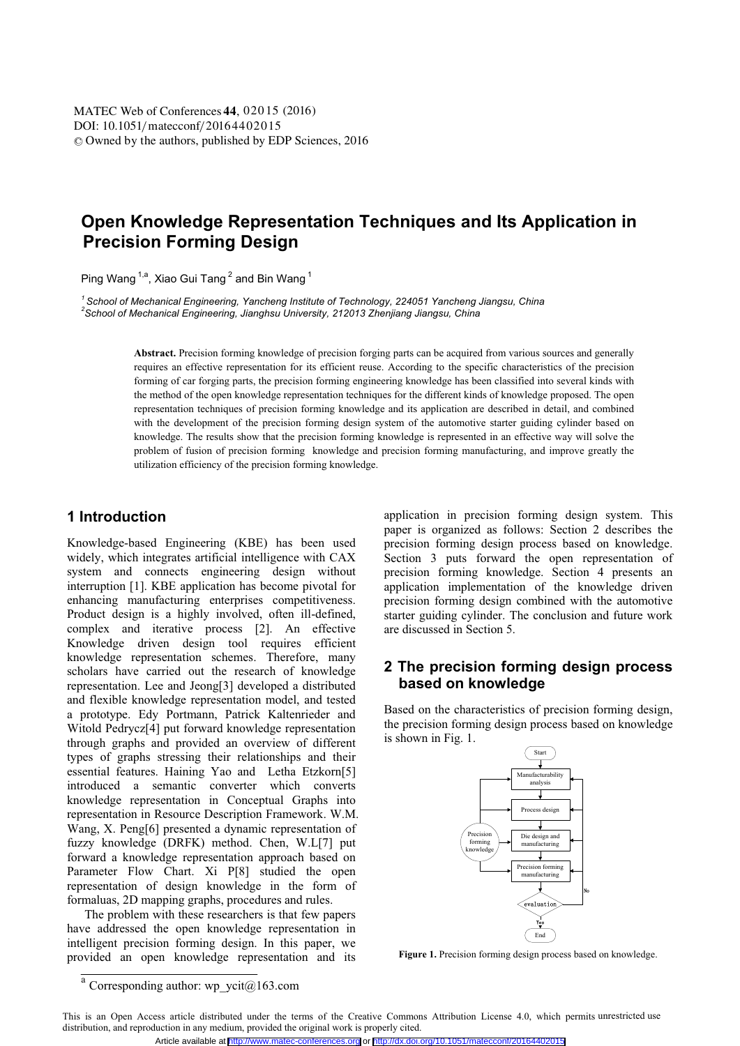# Open Knowledge Representation Techniques and Its Application in Precision Forming Design

Ping Wang [1,a], Xiao Gui Tang [2] and Bin Wang [1]

[1] School of Mechanical Engineering, Yancheng Institute of Technology, 224051 Yancheng Jiangsu, China
[2] School of Mechanical Engineering, Jianghsu University, 212013 Zhenjiang Jiangsu, China

**Abstract.** Precision forming knowledge of precision forging parts can be acquired from various sources and generally requires an effective representation for its efficient reuse. According to the specific characteristics of the precision forming of car forging parts, the precision forming engineering knowledge has been classified into several kinds with the method of the open knowledge representation techniques for the different kinds of knowledge proposed. The open representation techniques of precision forming knowledge and its application are described in detail, and combined with the development of the precision forming design system of the automotive starter guiding cylinder based on knowledge. The results show that the precision forming knowledge is represented in an effective way will solve the problem of fusion of precision forming knowledge and precision forming manufacturing, and improve greatly the utilization efficiency of the precision forming knowledge.

## 1 Introduction

Knowledge-based Engineering (KBE) has been used widely, which integrates artificial intelligence with CAX system and connects engineering design without interruption [1]. KBE application has become pivotal for enhancing manufacturing enterprises competitiveness. Product design is a highly involved, often ill-defined, complex and iterative process [2]. An effective Knowledge driven design tool requires efficient knowledge representation schemes. Therefore, many scholars have carried out the research of knowledge representation. Lee and Jeong[3] developed a distributed and flexible knowledge representation model, and tested a prototype. Edy Portmann, Patrick Kaltenrieder and Witold Pedrycz[4] put forward knowledge representation through graphs and provided an overview of different types of graphs stressing their relationships and their essential features. Haining Yao and Letha Etzkorn[5] introduced a semantic converter which converts knowledge representation in Conceptual Graphs into representation in Resource Description Framework. W.M. Wang, X. Peng[6] presented a dynamic representation of fuzzy knowledge (DRFK) method. Chen, W.L[7] put forward a knowledge representation approach based on Parameter Flow Chart. Xi P[8] studied the open representation of design knowledge in the form of formaluas, 2D mapping graphs, procedures and rules.

The problem with these researchers is that few papers have addressed the open knowledge representation in intelligent precision forming design. In this paper, we provided an open knowledge representation and its application in precision forming design system. This paper is organized as follows: Section 2 describes the precision forming design process based on knowledge. Section 3 puts forward the open representation of precision forming knowledge. Section 4 presents an application implementation of the knowledge driven precision forming design combined with the automotive starter guiding cylinder. The conclusion and future work are discussed in Section 5.

## 2 The precision forming design process based on knowledge

Based on the characteristics of precision forming design, the precision forming design process based on knowledge is shown in Fig. 1.

**Figure 1.** Precision forming design process based on knowledge.

[a] Corresponding author: wp_ycit@163.com

This is an Open Access article distributed under the terms of the Creative Commons Attribution License 4.0, which permits unrestricted use distribution, and reproduction in any medium, provided the original work is properly cited.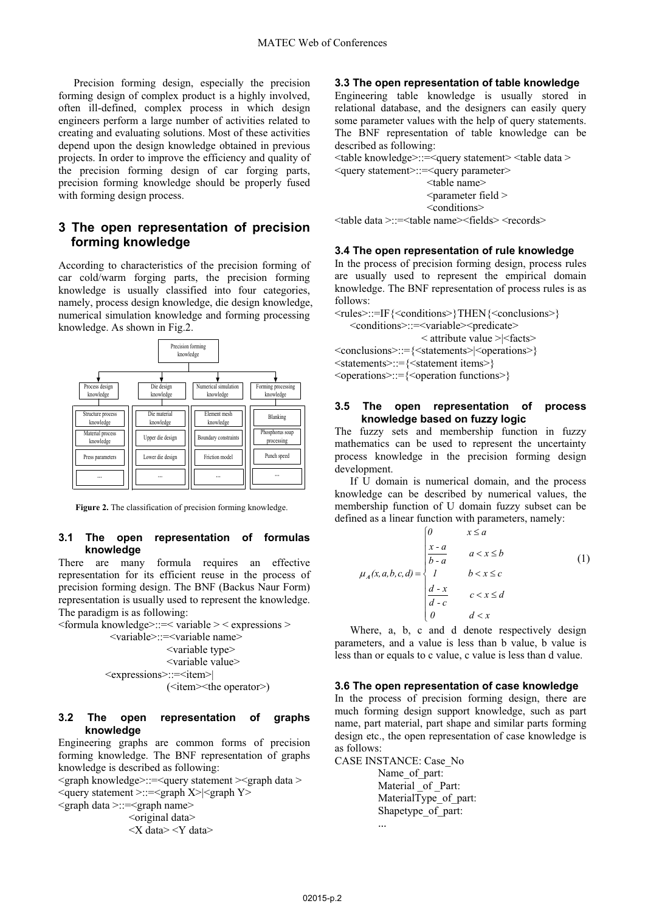Precision forming design, especially the precision forming design of complex product is a highly involved, often ill-defined, complex process in which design engineers perform a large number of activities related to creating and evaluating solutions. Most of these activities depend upon the design knowledge obtained in previous projects. In order to improve the efficiency and quality of the precision forming design of car forging parts, precision forming knowledge should be properly fused with forming design process.

## 3 The open representation of precision forming knowledge

According to characteristics of the precision forming of car cold/warm forging parts, the precision forming knowledge is usually classified into four categories, namely, process design knowledge, die design knowledge, numerical simulation knowledge and forming processing knowledge. As shown in Fig.2.

**Figure 2.** The classification of precision forming knowledge.

### 3.1 The open representation of formulas knowledge

There are many formula requires an effective representation for its efficient reuse in the process of precision forming design. The BNF (Backus Naur Form) representation is usually used to represent the knowledge. The paradigm is as following:

<formula knowledge>::=< variable > < expressions >
<variable>::=<variable name>
<variable type>
<variable value>
<expressions>::=<item>|
(<item><the operator>)

### 3.2 The open representation of graphs knowledge

Engineering graphs are common forms of precision forming knowledge. The BNF representation of graphs knowledge is described as following:

<graph knowledge>::=<query statement ><graph data >
<query statement >::=<graph X>|<graph Y>
<graph data >::=<graph name>
<original data>
<X data> <Y data>

### 3.3 The open representation of table knowledge

Engineering table knowledge is usually stored in relational database, and the designers can easily query some parameter values with the help of query statements. The BNF representation of table knowledge can be described as following:

<table knowledge>::=<query statement> <table data >
<query statement>::=<query parameter>
<table name>
<parameter field >
<conditions>
<table data >::=<table name><fields> <records>

### 3.4 The open representation of rule knowledge

In the process of precision forming design, process rules are usually used to represent the empirical domain knowledge. The BNF representation of process rules is as follows:

<rules>::=IF{<conditions>}THEN{<conclusions>}
<conditions>::=<variable><predicate>
< attribute value >|<facts>
<conclusions>::={<statements>|<operations>}
<statements>::={<statement items>}
<operations>::={<operation functions>}

### 3.5 The open representation of process knowledge based on fuzzy logic

The fuzzy sets and membership function in fuzzy mathematics can be used to represent the uncertainty process knowledge in the precision forming design development.

If U domain is numerical domain, and the process knowledge can be described by numerical values, the membership function of U domain fuzzy subset can be defined as a linear function with parameters, namely:

$$
\mu_A(x,a,b,c,d) = \begin{cases} 0 & x \le a \\ \dfrac{x-a}{b-a} & a < x \le b \\ 1 & b < x \le c \\ \dfrac{d-x}{d-c} & c < x \le d \\ 0 & d < x \end{cases} \tag{1}
$$

Where, a, b, c and d denote respectively design parameters, and a value is less than b value, b value is less than or equals to c value, c value is less than d value.

### 3.6 The open representation of case knowledge

In the process of precision forming design, there are much forming design support knowledge, such as part name, part material, part shape and similar parts forming design etc., the open representation of case knowledge is as follows:

CASE INSTANCE: Case_No
Name_of_part:
Material _of _Part:
MaterialType_of_part:
Shapetype_of_part:
...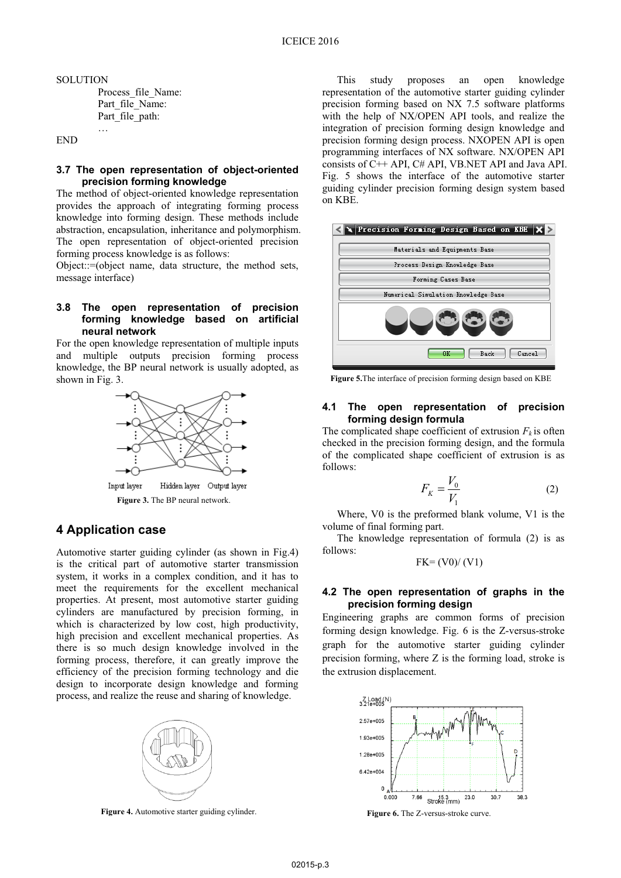```
SOLUTION
        Process_file_Name:
        Part_file_Name:
        Part_file_path:
        …
END
```

### 3.7 The open representation of object-oriented precision forming knowledge

The method of object-oriented knowledge representation provides the approach of integrating forming process knowledge into forming design. These methods include abstraction, encapsulation, inheritance and polymorphism. The open representation of object-oriented precision forming process knowledge is as follows:

Object::=(object name, data structure, the method sets, message interface)

### 3.8 The open representation of precision forming knowledge based on artificial neural network

For the open knowledge representation of multiple inputs and multiple outputs precision forming process knowledge, the BP neural network is usually adopted, as shown in Fig. 3.

**Figure 3.** The BP neural network.

## 4 Application case

Automotive starter guiding cylinder (as shown in Fig.4) is the critical part of automotive starter transmission system, it works in a complex condition, and it has to meet the requirements for the excellent mechanical properties. At present, most automotive starter guiding cylinders are manufactured by precision forming, in which is characterized by low cost, high productivity, high precision and excellent mechanical properties. As there is so much design knowledge involved in the forming process, therefore, it can greatly improve the efficiency of the precision forming technology and die design to incorporate design knowledge and forming process, and realize the reuse and sharing of knowledge.

**Figure 4.** Automotive starter guiding cylinder.

This study proposes an open knowledge representation of the automotive starter guiding cylinder precision forming based on NX 7.5 software platforms with the help of NX/OPEN API tools, and realize the integration of precision forming design knowledge and precision forming design process. NXOPEN API is open programming interfaces of NX software. NX/OPEN API consists of C++ API, C# API, VB.NET API and Java API. Fig. 5 shows the interface of the automotive starter guiding cylinder precision forming design system based on KBE.

**Figure 5.**The interface of precision forming design based on KBE

### 4.1 The open representation of precision forming design formula

The complicated shape coefficient of extrusion $F_k$ is often checked in the precision forming design, and the formula of the complicated shape coefficient of extrusion is as follows:

$$F_K = \frac{V_0}{V_1} \tag{2}$$

Where, V0 is the preformed blank volume, V1 is the volume of final forming part.

The knowledge representation of formula (2) is as follows:

FK= (V0)/ (V1)

### 4.2 The open representation of graphs in the precision forming design

Engineering graphs are common forms of precision forming design knowledge. Fig. 6 is the Z-versus-stroke graph for the automotive starter guiding cylinder precision forming, where Z is the forming load, stroke is the extrusion displacement.

**Figure 6.** The Z-versus-stroke curve.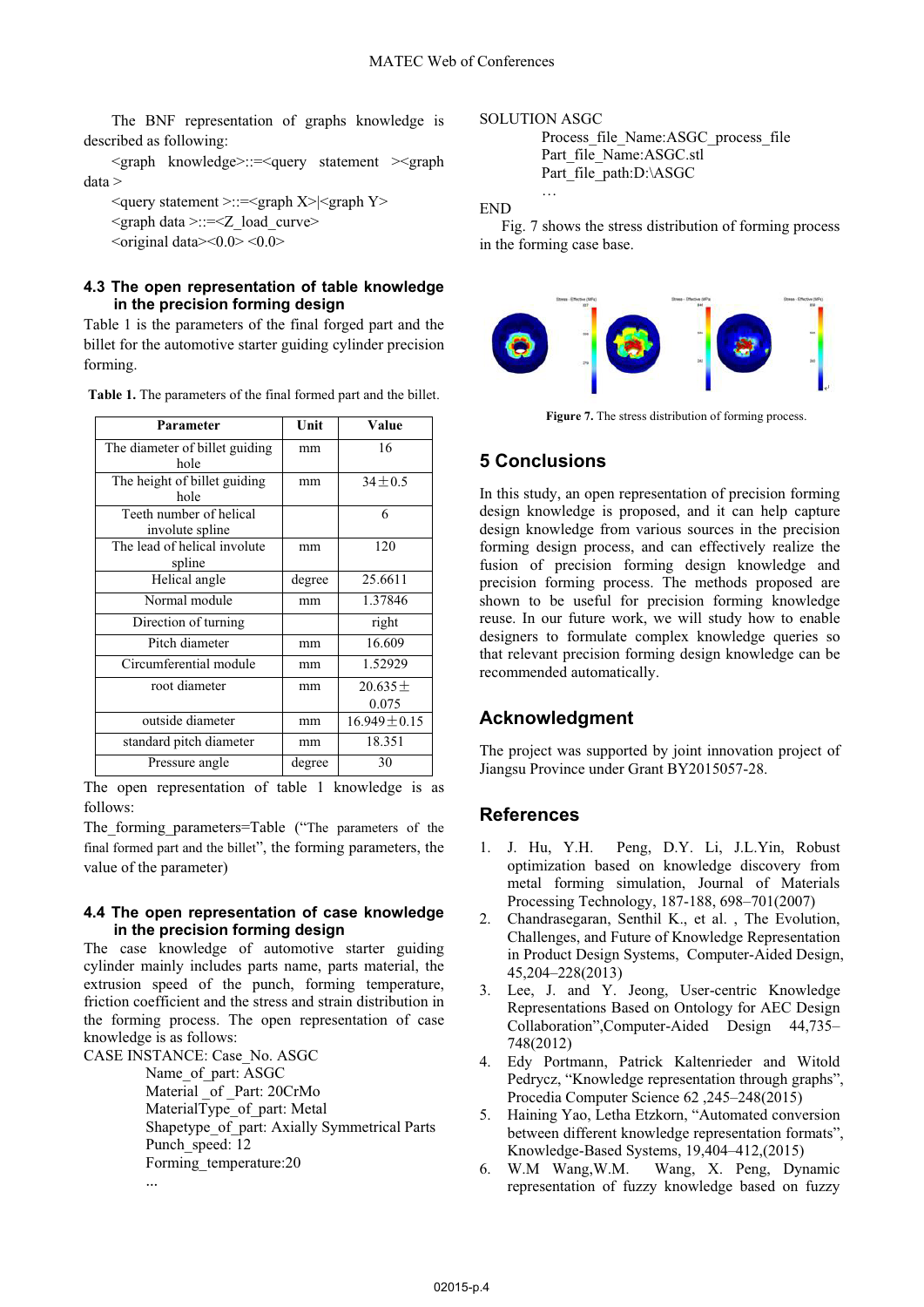The BNF representation of graphs knowledge is described as following:

<graph knowledge>::=<query statement ><graph data >

<query statement >::=<graph X>|<graph Y>

<graph data >::=<Z_load_curve>

<original data><0.0> <0.0>

### 4.3 The open representation of table knowledge in the precision forming design

Table 1 is the parameters of the final forged part and the billet for the automotive starter guiding cylinder precision forming.

**Table 1.** The parameters of the final formed part and the billet.

| Parameter | Unit | Value |
|---|---|---|
| The diameter of billet guiding hole | mm | 16 |
| The height of billet guiding hole | mm | 34±0.5 |
| Teeth number of helical involute spline | | 6 |
| The lead of helical involute spline | mm | 120 |
| Helical angle | degree | 25.6611 |
| Normal module | mm | 1.37846 |
| Direction of turning | | right |
| Pitch diameter | mm | 16.609 |
| Circumferential module | mm | 1.52929 |
| root diameter | mm | 20.635±0.075 |
| outside diameter | mm | 16.949±0.15 |
| standard pitch diameter | mm | 18.351 |
| Pressure angle | degree | 30 |

The open representation of table 1 knowledge is as follows:

The_forming_parameters=Table ("The parameters of the final formed part and the billet", the forming parameters, the value of the parameter)

### 4.4 The open representation of case knowledge in the precision forming design

The case knowledge of automotive starter guiding cylinder mainly includes parts name, parts material, the extrusion speed of the punch, forming temperature, friction coefficient and the stress and strain distribution in the forming process. The open representation of case knowledge is as follows:

CASE INSTANCE: Case_No. ASGC

Name_of_part: ASGC

Material _of _Part: 20CrMo

MaterialType_of_part: Metal

Shapetype_of_part: Axially Symmetrical Parts

Punch_speed: 12

Forming_temperature:20

...

SOLUTION ASGC

Process_file_Name:ASGC_process_file

Part_file_Name:ASGC.stl

Part_file_path:D:\ASGC

…

END

Fig. 7 shows the stress distribution of forming process in the forming case base.

**Figure 7.** The stress distribution of forming process.

## 5 Conclusions

In this study, an open representation of precision forming design knowledge is proposed, and it can help capture design knowledge from various sources in the precision forming design process, and can effectively realize the fusion of precision forming design knowledge and precision forming process. The methods proposed are shown to be useful for precision forming knowledge reuse. In our future work, we will study how to enable designers to formulate complex knowledge queries so that relevant precision forming design knowledge can be recommended automatically.

## Acknowledgment

The project was supported by joint innovation project of Jiangsu Province under Grant BY2015057-28.

## References

1. J. Hu, Y.H. Peng, D.Y. Li, J.L.Yin, Robust optimization based on knowledge discovery from metal forming simulation, Journal of Materials Processing Technology, 187-188, 698–701(2007)
2. Chandrasegaran, Senthil K., et al. , The Evolution, Challenges, and Future of Knowledge Representation in Product Design Systems, Computer-Aided Design, 45,204–228(2013)
3. Lee, J. and Y. Jeong, User-centric Knowledge Representations Based on Ontology for AEC Design Collaboration",Computer-Aided Design 44,735–748(2012)
4. Edy Portmann, Patrick Kaltenrieder and Witold Pedrycz, "Knowledge representation through graphs", Procedia Computer Science 62 ,245–248(2015)
5. Haining Yao, Letha Etzkorn, "Automated conversion between different knowledge representation formats", Knowledge-Based Systems, 19,404–412,(2015)
6. W.M Wang,W.M. Wang, X. Peng, Dynamic representation of fuzzy knowledge based on fuzzy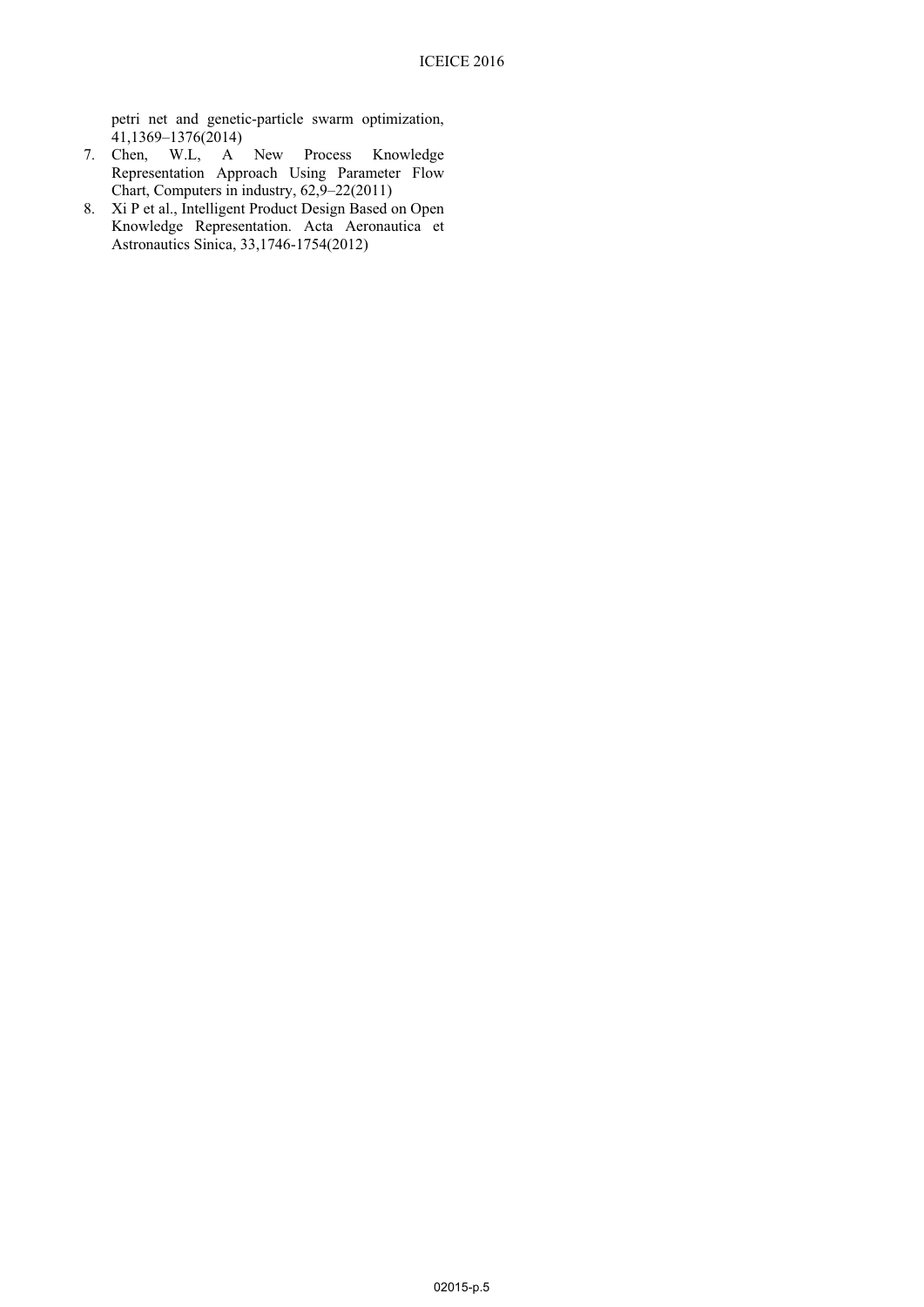petri net and genetic-particle swarm optimization, 41,1369–1376(2014)

7. Chen, W.L, A New Process Knowledge Representation Approach Using Parameter Flow Chart, Computers in industry, 62,9–22(2011)
8. Xi P et al., Intelligent Product Design Based on Open Knowledge Representation. Acta Aeronautica et Astronautics Sinica, 33,1746-1754(2012)